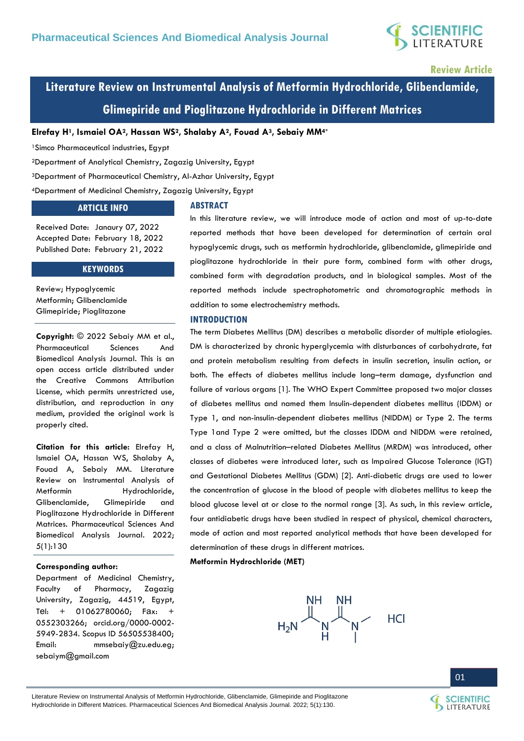Review Article

# Literature Review on Instrumental Analysis of Metformin Hydrochloride, Glibenclamide, Glimepiride and Pioglitazone Hydrochloride in Different Matrices

**Elrefay H[1], Ismaiel OA[2], Hassan WS[2], Shalaby A[2], Fouad A[3], Sebaiy MM[4*]**

[1]Simco Pharmaceutical industries, Egypt

[2]Department of Analytical Chemistry, Zagazig University, Egypt

[3]Department of Pharmaceutical Chemistry, Al-Azhar University, Egypt

[4]Department of Medicinal Chemistry, Zagazig University, Egypt

## ARTICLE INFO

Received Date: Janaury 07, 2022
Accepted Date: February 18, 2022
Published Date: February 21, 2022

## KEYWORDS

Review; Hypoglycemic
Metformin; Glibenclamide
Glimepiride; Pioglitazone

**Copyright:** © 2022 Sebaiy MM et al., Pharmaceutical Sciences And Biomedical Analysis Journal. This is an open access article distributed under the Creative Commons Attribution License, which permits unrestricted use, distribution, and reproduction in any medium, provided the original work is properly cited.

**Citation for this article:** Elrefay H, Ismaiel OA, Hassan WS, Shalaby A, Fouad A, Sebaiy MM. Literature Review on Instrumental Analysis of Metformin Hydrochloride, Glibenclamide, Glimepiride and Pioglitazone Hydrochloride in Different Matrices. Pharmaceutical Sciences And Biomedical Analysis Journal. 2022; 5(1):130

**Corresponding author:**
Department of Medicinal Chemistry, Faculty of Pharmacy, Zagazig University, Zagazig, 44519, Egypt, Tel: + 01062780060; Fax: + 0552303266; orcid.org/0000-0002-5949-2834. Scopus ID 56505538400; Email: mmsebaiy@zu.edu.eg; sebaiym@gmail.com

## ABSTRACT

In this literature review, we will introduce mode of action and most of up-to-date reported methods that have been developed for determination of certain oral hypoglycemic drugs, such as metformin hydrochloride, glibenclamide, glimepiride and pioglitazone hydrochloride in their pure form, combined form with other drugs, combined form with degradation products, and in biological samples. Most of the reported methods include spectrophotometric and chromatographic methods in addition to some electrochemistry methods.

## INTRODUCTION

The term Diabetes Mellitus (DM) describes a metabolic disorder of multiple etiologies. DM is characterized by chronic hyperglycemia with disturbances of carbohydrate, fat and protein metabolism resulting from defects in insulin secretion, insulin action, or both. The effects of diabetes mellitus include long–term damage, dysfunction and failure of various organs [1]. The WHO Expert Committee proposed two major classes of diabetes mellitus and named them Insulin-dependent diabetes mellitus (IDDM) or Type 1, and non-insulin-dependent diabetes mellitus (NIDDM) or Type 2. The terms Type 1and Type 2 were omitted, but the classes IDDM and NIDDM were retained, and a class of Malnutrition–related Diabetes Mellitus (MRDM) was introduced, other classes of diabetes were introduced later, such as Impaired Glucose Tolerance (IGT) and Gestational Diabetes Mellitus (GDM) [2]. Anti-diabetic drugs are used to lower the concentration of glucose in the blood of people with diabetes mellitus to keep the blood glucose level at or close to the normal range [3]. As such, in this review article, four antidiabetic drugs have been studied in respect of physical, chemical characters, mode of action and most reported analytical methods that have been developed for determination of these drugs in different matrices.

**Metformin Hydrochloride (MET)**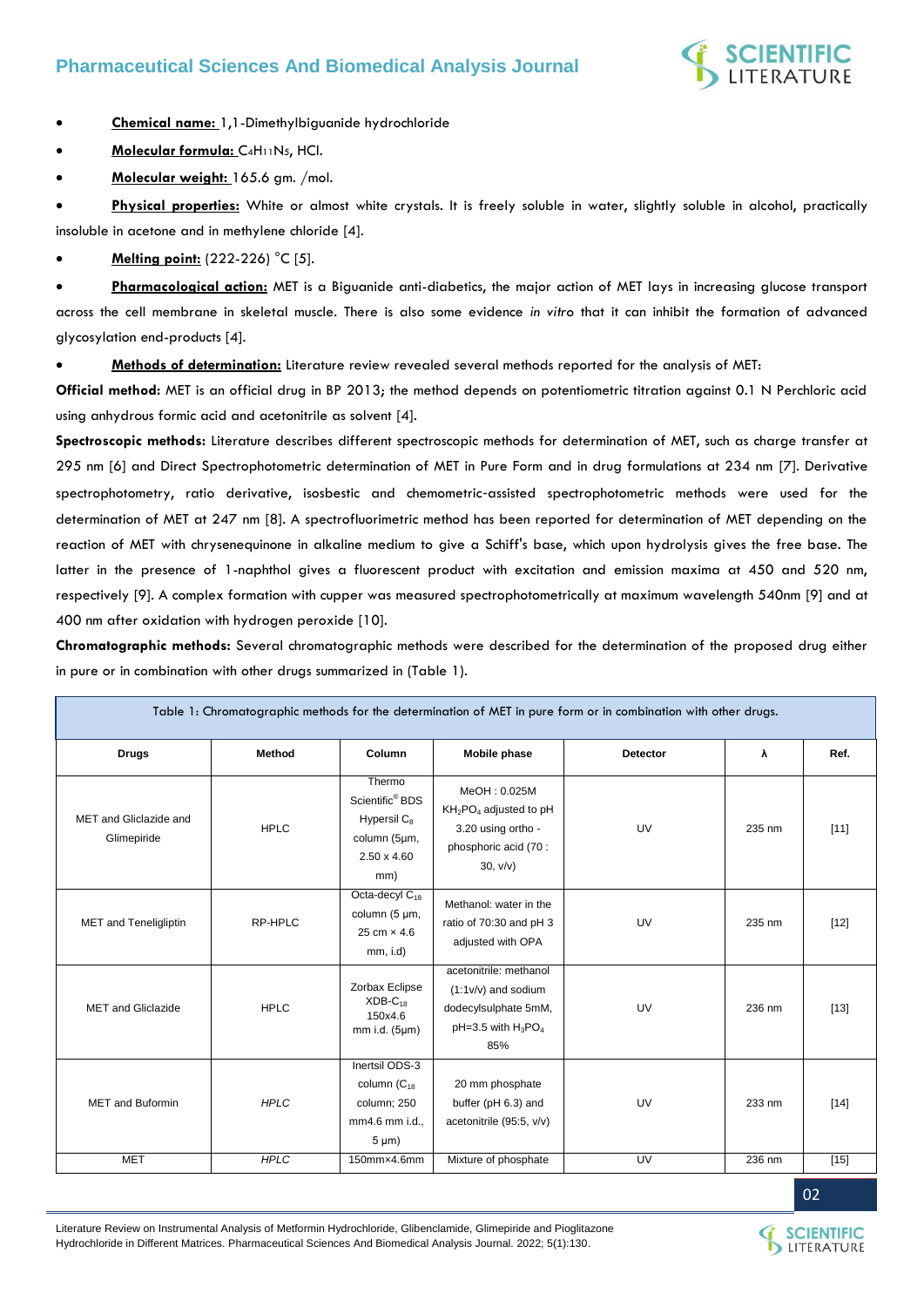- **Chemical name:** 1,1-Dimethylbiguanide hydrochloride
- **Molecular formula:** $C_4H_{11}N_5$, HCl.
- **Molecular weight:** 165.6 gm. /mol.
- **Physical properties:** White or almost white crystals. It is freely soluble in water, slightly soluble in alcohol, practically insoluble in acetone and in methylene chloride [4].
- **Melting point:** (222-226) °C [5].
- **Pharmacological action:** MET is a Biguanide anti-diabetics, the major action of MET lays in increasing glucose transport across the cell membrane in skeletal muscle. There is also some evidence *in vitro* that it can inhibit the formation of advanced glycosylation end-products [4].
- **Methods of determination:** Literature review revealed several methods reported for the analysis of MET:

**Official method:** MET is an official drug in BP 2013; the method depends on potentiometric titration against 0.1 N Perchloric acid using anhydrous formic acid and acetonitrile as solvent [4].

**Spectroscopic methods:** Literature describes different spectroscopic methods for determination of MET, such as charge transfer at 295 nm [6] and Direct Spectrophotometric determination of MET in Pure Form and in drug formulations at 234 nm [7]. Derivative spectrophotometry, ratio derivative, isosbestic and chemometric-assisted spectrophotometric methods were used for the determination of MET at 247 nm [8]. A spectrofluorimetric method has been reported for determination of MET depending on the reaction of MET with chrysenequinone in alkaline medium to give a Schiff's base, which upon hydrolysis gives the free base. The latter in the presence of 1-naphthol gives a fluorescent product with excitation and emission maxima at 450 and 520 nm, respectively [9]. A complex formation with cupper was measured spectrophotometrically at maximum wavelength 540nm [9] and at 400 nm after oxidation with hydrogen peroxide [10].

**Chromatographic methods:** Several chromatographic methods were described for the determination of the proposed drug either in pure or in combination with other drugs summarized in (Table 1).

Table 1: Chromatographic methods for the determination of MET in pure form or in combination with other drugs.

| Drugs | Method | Column | Mobile phase | Detector | λ | Ref. |
|---|---|---|---|---|---|---|
| MET and Gliclazide and Glimepiride | HPLC | Thermo Scientific® BDS Hypersil $C_8$ column (5µm, 2.50 x 4.60 mm) | MeOH : 0.025M $KH_2PO_4$ adjusted to pH 3.20 using ortho - phosphoric acid (70 : 30, v/v) | UV | 235 nm | [11] |
| MET and Teneligliptin | RP-HPLC | Octa-decyl $C_{18}$ column (5 µm, 25 cm × 4.6 mm, i.d) | Methanol: water in the ratio of 70:30 and pH 3 adjusted with OPA | UV | 235 nm | [12] |
| MET and Gliclazide | HPLC | Zorbax Eclipse XDB-$C_{18}$ 150x4.6 mm i.d. (5µm) | acetonitrile: methanol (1:1v/v) and sodium dodecylsulphate 5mM, pH=3.5 with $H_3PO_4$ 85% | UV | 236 nm | [13] |
| MET and Buformin | *HPLC* | Inertsil ODS-3 column ($C_{18}$ column; 250 mm4.6 mm i.d., 5 µm) | 20 mm phosphate buffer (pH 6.3) and acetonitrile (95:5, v/v) | UV | 233 nm | [14] |
| MET | *HPLC* | 150mm×4.6mm | Mixture of phosphate | UV | 236 nm | [15] |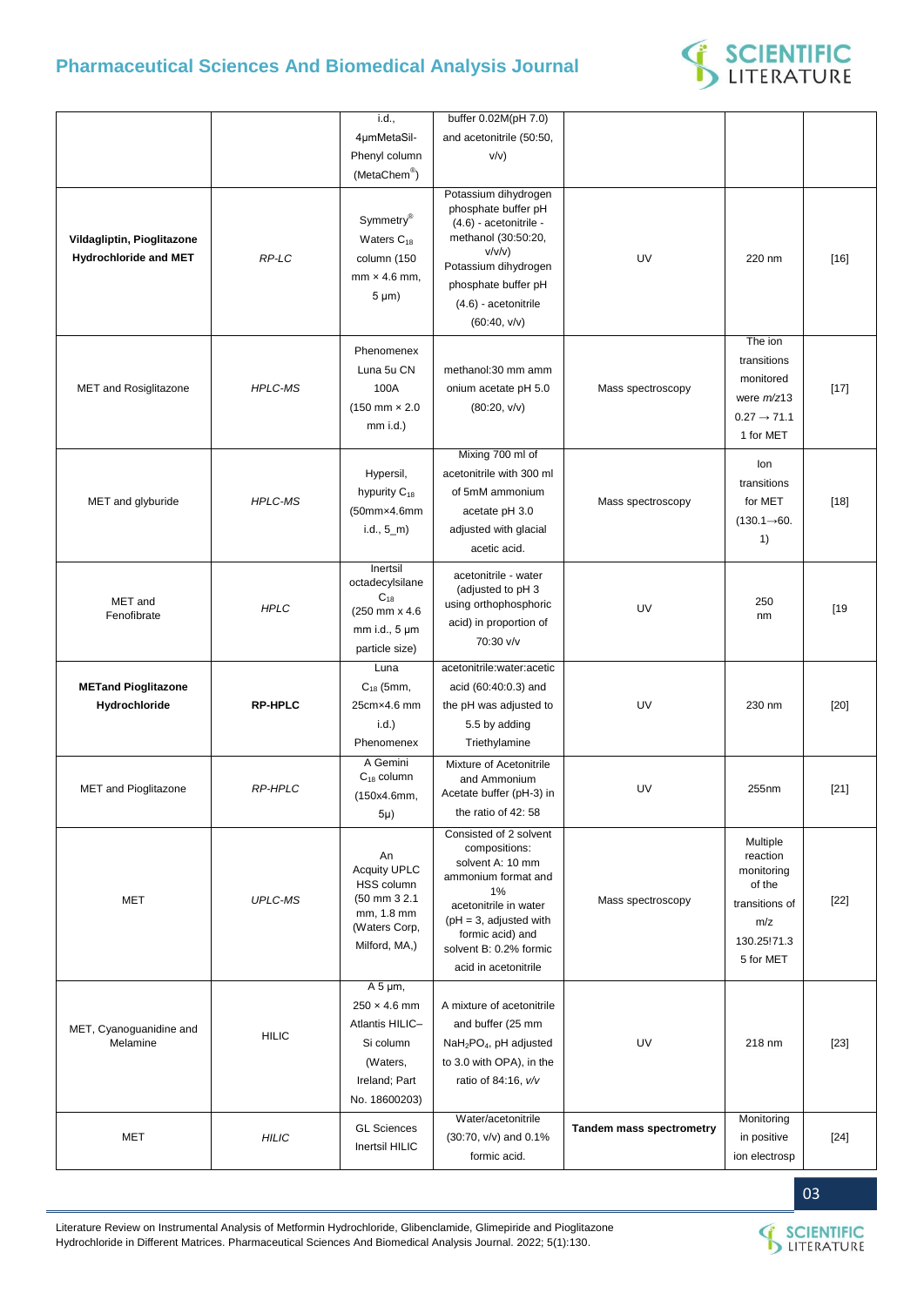| | | i.d., 4μmMetaSil-Phenyl column (MetaChem®) | buffer 0.02M(pH 7.0) and acetonitrile (50:50, v/v) | | | |
|---|---|---|---|---|---|---|
| **Vildagliptin, Pioglitazone Hydrochloride and MET** | *RP-LC* | Symmetry® Waters $C_{18}$ column (150 mm × 4.6 mm, 5 μm) | Potassium dihydrogen phosphate buffer pH (4.6) - acetonitrile - methanol (30:50:20, v/v/v) Potassium dihydrogen phosphate buffer pH (4.6) - acetonitrile (60:40, v/v) | UV | 220 nm | [16] |
| MET and Rosiglitazone | *HPLC-MS* | Phenomenex Luna 5u CN 100A (150 mm × 2.0 mm i.d.) | methanol:30 mm ammonium acetate pH 5.0 (80:20, v/v) | Mass spectroscopy | The ion transitions monitored were *m/z*130.27 → 71.11 for MET | [17] |
| MET and glyburide | *HPLC-MS* | Hypersil, hypurity $C_{18}$ (50mm×4.6mm i.d., 5_m) | Mixing 700 ml of acetonitrile with 300 ml of 5mM ammonium acetate pH 3.0 adjusted with glacial acetic acid. | Mass spectroscopy | Ion transitions for MET (130.1→60.1) | [18] |
| MET and Fenofibrate | *HPLC* | Inertsil octadecylsilane $C_{18}$ (250 mm x 4.6 mm i.d., 5 μm particle size) | acetonitrile - water (adjusted to pH 3 using orthophosphoric acid) in proportion of 70:30 v/v | UV | 250 nm | [19 |
| **METand Pioglitazone Hydrochloride** | **RP-HPLC** | Luna $C_{18}$ (5mm, 25cm×4.6 mm i.d.) Phenomenex | acetonitrile:water:acetic acid (60:40:0.3) and the pH was adjusted to 5.5 by adding Triethylamine | UV | 230 nm | [20] |
| MET and Pioglitazone | *RP-HPLC* | A Gemini $C_{18}$ column (150x4.6mm, 5μ) | Mixture of Acetonitrile and Ammonium Acetate buffer (pH-3) in the ratio of 42: 58 | UV | 255nm | [21] |
| MET | *UPLC-MS* | An Acquity UPLC HSS column (50 mm 3 2.1 mm, 1.8 mm (Waters Corp, Milford, MA,) | Consisted of 2 solvent compositions: solvent A: 10 mm ammonium format and 1% acetonitrile in water (pH = 3, adjusted with formic acid) and solvent B: 0.2% formic acid in acetonitrile | Mass spectroscopy | Multiple reaction monitoring of the transitions of m/z 130.25!71.35 for MET | [22] |
| MET, Cyanoguanidine and Melamine | HILIC | A 5 μm, 250 × 4.6 mm Atlantis HILIC–Si column (Waters, Ireland; Part No. 18600203) | A mixture of acetonitrile and buffer (25 mm $NaH_2PO_4$, pH adjusted to 3.0 with OPA), in the ratio of 84:16, *v/v* | UV | 218 nm | [23] |
| MET | *HILIC* | GL Sciences Inertsil HILIC | Water/acetonitrile (30:70, v/v) and 0.1% formic acid. | **Tandem mass spectrometry** | Monitoring in positive ion electrosp | [24] |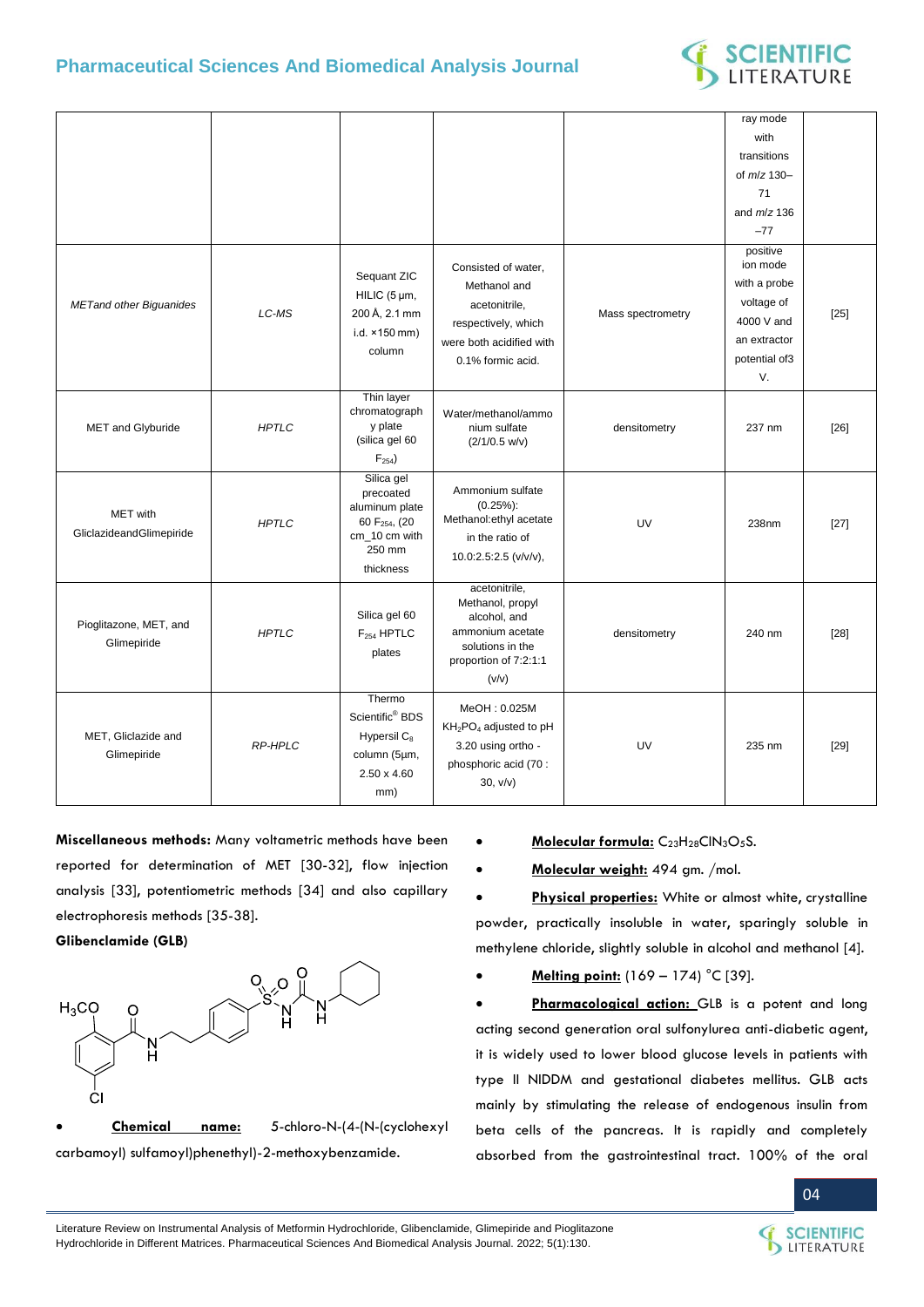|  |  |  |  |  | ray mode with transitions of *m/z* 130–71 and *m/z* 136 –77 |  |
|---|---|---|---|---|---|---|
| *METand other Biguanides* | *LC-MS* | Sequant ZIC HILIC (5 μm, 200 Å, 2.1 mm i.d. ×150 mm) column | Consisted of water, Methanol and acetonitrile, respectively, which were both acidified with 0.1% formic acid. | Mass spectrometry | positive ion mode with a probe voltage of 4000 V and an extractor potential of3 V. | [25] |
| MET and Glyburide | *HPTLC* | Thin layer chromatography plate (silica gel 60 $F_{254}$) | Water/methanol/ammonium sulfate (2/1/0.5 w/v) | densitometry | 237 nm | [26] |
| MET with GliclazideandGlimepiride | *HPTLC* | Silica gel precoated aluminum plate 60 $F_{254}$, (20 cm_10 cm with 250 mm thickness | Ammonium sulfate (0.25%): Methanol:ethyl acetate in the ratio of 10.0:2.5:2.5 (v/v/v), | UV | 238nm | [27] |
| Pioglitazone, MET, and Glimepiride | *HPTLC* | Silica gel 60 $F_{254}$ HPTLC plates | acetonitrile, Methanol, propyl alcohol, and ammonium acetate solutions in the proportion of 7:2:1:1 (v/v) | densitometry | 240 nm | [28] |
| MET, Gliclazide and Glimepiride | *RP-HPLC* | Thermo Scientific® BDS Hypersil $C_8$ column (5μm, 2.50 x 4.60 mm) | MeOH : 0.025M $KH_2PO_4$ adjusted to pH 3.20 using ortho - phosphoric acid (70 : 30, v/v) | UV | 235 nm | [29] |

**Miscellaneous methods:** Many voltametric methods have been reported for determination of MET [30-32], flow injection analysis [33], potentiometric methods [34] and also capillary electrophoresis methods [35-38].

**Glibenclamide (GLB)**

- **Chemical name:** 5-chloro-N-(4-(N-(cyclohexyl carbamoyl) sulfamoyl)phenethyl)-2-methoxybenzamide.
- **Molecular formula:** $C_{23}H_{28}ClN_3O_5S$.
- **Molecular weight:** 494 gm. /mol.
- **Physical properties:** White or almost white, crystalline powder, practically insoluble in water, sparingly soluble in methylene chloride, slightly soluble in alcohol and methanol [4].
- **Melting point:** (169 – 174) °C [39].
- **Pharmacological action:** GLB is a potent and long acting second generation oral sulfonylurea anti-diabetic agent, it is widely used to lower blood glucose levels in patients with type II NIDDM and gestational diabetes mellitus. GLB acts mainly by stimulating the release of endogenous insulin from beta cells of the pancreas. It is rapidly and completely absorbed from the gastrointestinal tract. 100% of the oral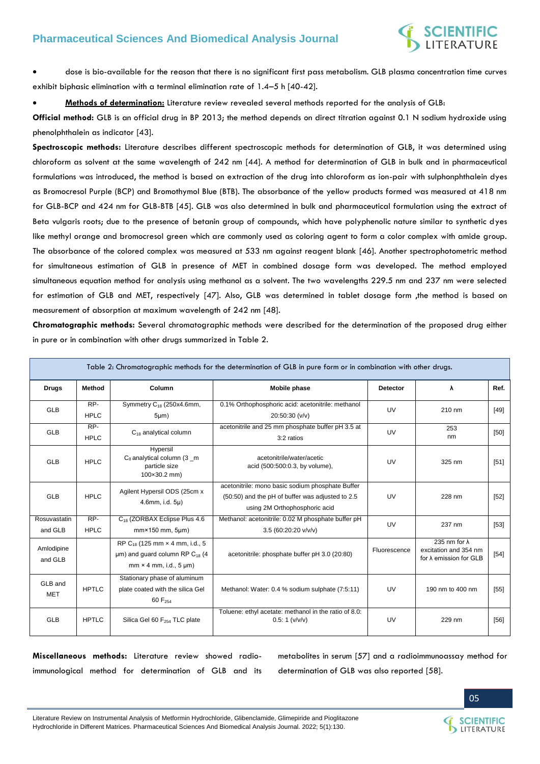- dose is bio-available for the reason that there is no significant first pass metabolism. GLB plasma concentration time curves exhibit biphasic elimination with a terminal elimination rate of 1.4–5 h [40-42].
- **Methods of determination:** Literature review revealed several methods reported for the analysis of GLB:

**Official method:** GLB is an official drug in BP 2013; the method depends on direct titration against 0.1 N sodium hydroxide using phenolphthalein as indicator [43].

**Spectroscopic methods:** Literature describes different spectroscopic methods for determination of GLB, it was determined using chloroform as solvent at the same wavelength of 242 nm [44]. A method for determination of GLB in bulk and in pharmaceutical formulations was introduced, the method is based on extraction of the drug into chloroform as ion-pair with sulphonphthalein dyes as Bromocresol Purple (BCP) and Bromothymol Blue (BTB). The absorbance of the yellow products formed was measured at 418 nm for GLB-BCP and 424 nm for GLB-BTB [45]. GLB was also determined in bulk and pharmaceutical formulation using the extract of Beta vulgaris roots; due to the presence of betanin group of compounds, which have polyphenolic nature similar to synthetic dyes like methyl orange and bromocresol green which are commonly used as coloring agent to form a color complex with amide group. The absorbance of the colored complex was measured at 533 nm against reagent blank [46]. Another spectrophotometric method for simultaneous estimation of GLB in presence of MET in combined dosage form was developed. The method employed simultaneous equation method for analysis using methanol as a solvent. The two wavelengths 229.5 nm and 237 nm were selected for estimation of GLB and MET, respectively [47]. Also, GLB was determined in tablet dosage form ,the method is based on measurement of absorption at maximum wavelength of 242 nm [48].

**Chromatographic methods:** Several chromatographic methods were described for the determination of the proposed drug either in pure or in combination with other drugs summarized in Table 2.

Table 2: Chromatographic methods for the determination of GLB in pure form or in combination with other drugs.

| Drugs | Method | Column | Mobile phase | Detector | λ | Ref. |
|---|---|---|---|---|---|---|
| GLB | RP-HPLC | Symmetry $C_{18}$ (250x4.6mm, 5μm) | 0.1% Orthophosphoric acid: acetonitrile: methanol 20:50:30 (v/v) | UV | 210 nm | [49] |
| GLB | RP-HPLC | $C_{18}$ analytical column | acetonitrile and 25 mm phosphate buffer pH 3.5 at 3:2 ratios | UV | 253 nm | [50] |
| GLB | HPLC | Hypersil $C_8$ analytical column (3 _m particle size 100×30.2 mm) | acetonitrile/water/acetic acid (500:500:0.3, by volume), | UV | 325 nm | [51] |
| GLB | HPLC | Agilent Hypersil ODS (25cm x 4.6mm, i.d. 5μ) | acetonitrile: mono basic sodium phosphate Buffer (50:50) and the pH of buffer was adjusted to 2.5 using 2M Orthophosphoric acid | UV | 228 nm | [52] |
| Rosuvastatin and GLB | RP-HPLC | $C_{18}$ (ZORBAX Eclipse Plus 4.6 mm×150 mm, 5μm) | Methanol: acetonitrile: 0.02 M phosphate buffer pH 3.5 (60:20:20 v/v/v) | UV | 237 nm | [53] |
| Amlodipine and GLB | | RP $C_{18}$ (125 mm × 4 mm, i.d., 5 μm) and guard column RP $C_{18}$ (4 mm × 4 mm, i.d., 5 μm) | acetonitrile: phosphate buffer pH 3.0 (20:80) | Fluorescence | 235 nm for λ excitation and 354 nm for λ emission for GLB | [54] |
| GLB and MET | HPTLC | Stationary phase of aluminum plate coated with the silica Gel 60 $F_{254}$ | Methanol: Water: 0.4 % sodium sulphate (7:5:11) | UV | 190 nm to 400 nm | [55] |
| GLB | HPTLC | Silica Gel 60 $F_{254}$ TLC plate | Toluene: ethyl acetate: methanol in the ratio of 8.0: 0.5: 1 (v/v/v) | UV | 229 nm | [56] |

**Miscellaneous methods:** Literature review showed radio-immunological method for determination of GLB and its metabolites in serum [57] and a radioimmunoassay method for determination of GLB was also reported [58].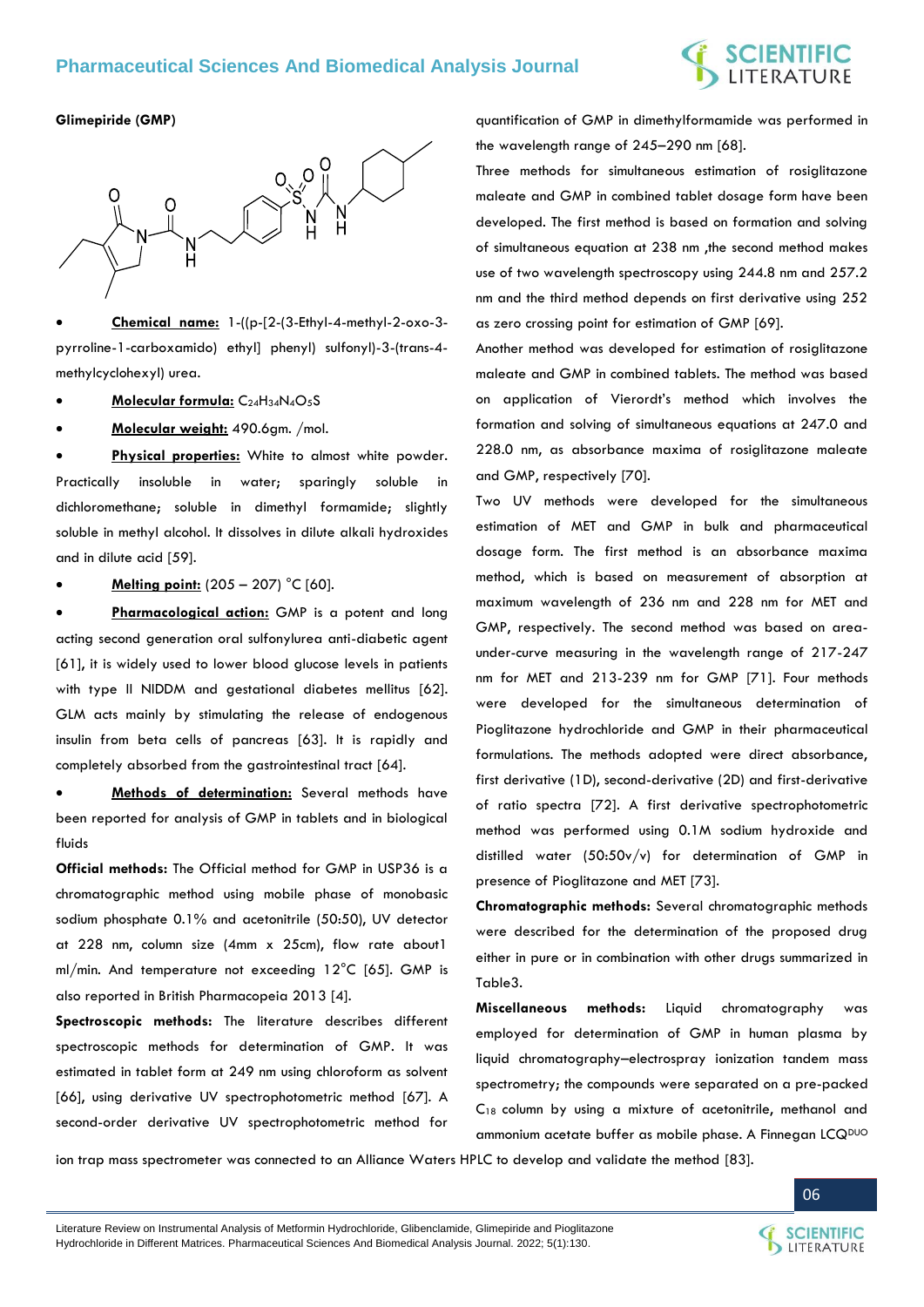**Glimepiride (GMP)**

- **Chemical name:** 1-((p-[2-(3-Ethyl-4-methyl-2-oxo-3-pyrroline-1-carboxamido) ethyl] phenyl) sulfonyl)-3-(trans-4-methylcyclohexyl) urea.
- **Molecular formula:** $C_{24}H_{34}N_4O_5S$
- **Molecular weight:** 490.6gm. /mol.
- **Physical properties:** White to almost white powder. Practically insoluble in water; sparingly soluble in dichloromethane; soluble in dimethyl formamide; slightly soluble in methyl alcohol. It dissolves in dilute alkali hydroxides and in dilute acid [59].
- **Melting point:** (205 – 207) °C [60].
- **Pharmacological action:** GMP is a potent and long acting second generation oral sulfonylurea anti-diabetic agent [61], it is widely used to lower blood glucose levels in patients with type II NIDDM and gestational diabetes mellitus [62]. GLM acts mainly by stimulating the release of endogenous insulin from beta cells of pancreas [63]. It is rapidly and completely absorbed from the gastrointestinal tract [64].
- **Methods of determination:** Several methods have been reported for analysis of GMP in tablets and in biological fluids

**Official methods:** The Official method for GMP in USP36 is a chromatographic method using mobile phase of monobasic sodium phosphate 0.1% and acetonitrile (50:50), UV detector at 228 nm, column size (4mm x 25cm), flow rate about1 ml/min. And temperature not exceeding 12°C [65]. GMP is also reported in British Pharmacopeia 2013 [4].

**Spectroscopic methods:** The literature describes different spectroscopic methods for determination of GMP. It was estimated in tablet form at 249 nm using chloroform as solvent [66], using derivative UV spectrophotometric method [67]. A second-order derivative UV spectrophotometric method for quantification of GMP in dimethylformamide was performed in the wavelength range of 245–290 nm [68].

Three methods for simultaneous estimation of rosiglitazone maleate and GMP in combined tablet dosage form have been developed. The first method is based on formation and solving of simultaneous equation at 238 nm ,the second method makes use of two wavelength spectroscopy using 244.8 nm and 257.2 nm and the third method depends on first derivative using 252 as zero crossing point for estimation of GMP [69].

Another method was developed for estimation of rosiglitazone maleate and GMP in combined tablets. The method was based on application of Vierordt's method which involves the formation and solving of simultaneous equations at 247.0 and 228.0 nm, as absorbance maxima of rosiglitazone maleate and GMP, respectively [70].

Two UV methods were developed for the simultaneous estimation of MET and GMP in bulk and pharmaceutical dosage form. The first method is an absorbance maxima method, which is based on measurement of absorption at maximum wavelength of 236 nm and 228 nm for MET and GMP, respectively. The second method was based on area-under-curve measuring in the wavelength range of 217-247 nm for MET and 213-239 nm for GMP [71]. Four methods were developed for the simultaneous determination of Pioglitazone hydrochloride and GMP in their pharmaceutical formulations. The methods adopted were direct absorbance, first derivative (1D), second-derivative (2D) and first-derivative of ratio spectra [72]. A first derivative spectrophotometric method was performed using 0.1M sodium hydroxide and distilled water (50:50v/v) for determination of GMP in presence of Pioglitazone and MET [73].

**Chromatographic methods:** Several chromatographic methods were described for the determination of the proposed drug either in pure or in combination with other drugs summarized in Table3.

**Miscellaneous methods:** Liquid chromatography was employed for determination of GMP in human plasma by liquid chromatography–electrospray ionization tandem mass spectrometry; the compounds were separated on a pre-packed $C_{18}$ column by using a mixture of acetonitrile, methanol and ammonium acetate buffer as mobile phase. A Finnegan LCQ$^{DUO}$ ion trap mass spectrometer was connected to an Alliance Waters HPLC to develop and validate the method [83].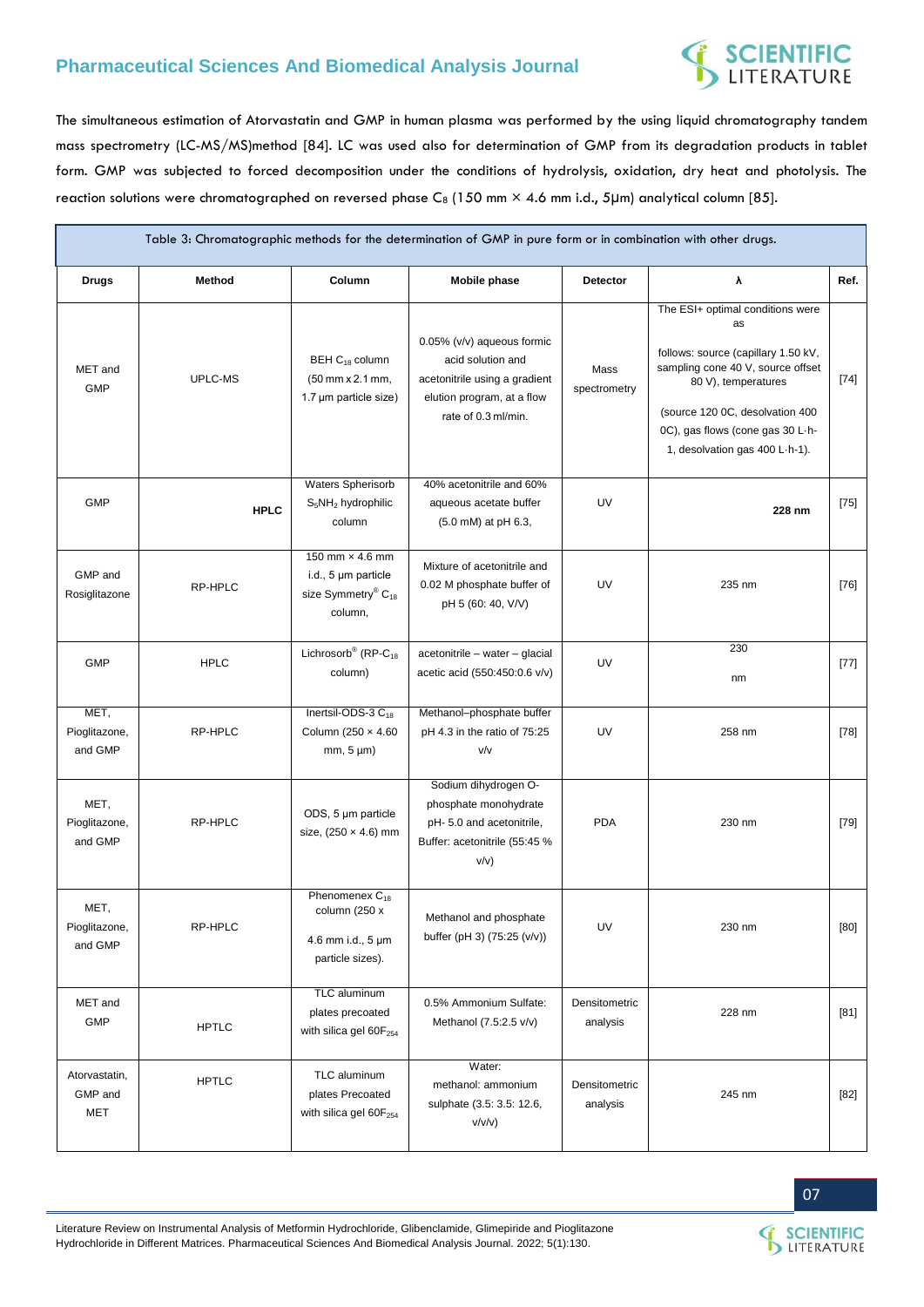The simultaneous estimation of Atorvastatin and GMP in human plasma was performed by the using liquid chromatography tandem mass spectrometry (LC-MS/MS)method [84]. LC was used also for determination of GMP from its degradation products in tablet form. GMP was subjected to forced decomposition under the conditions of hydrolysis, oxidation, dry heat and photolysis. The reaction solutions were chromatographed on reversed phase $C_8$ (150 mm × 4.6 mm i.d., 5μm) analytical column [85].

Table 3: Chromatographic methods for the determination of GMP in pure form or in combination with other drugs.

| Drugs | Method | Column | Mobile phase | Detector | λ | Ref. |
|---|---|---|---|---|---|---|
| MET and GMP | UPLC-MS | BEH $C_{18}$ column (50 mm x 2.1 mm, 1.7 µm particle size) | 0.05% (v/v) aqueous formic acid solution and acetonitrile using a gradient elution program, at a flow rate of 0.3 ml/min. | Mass spectrometry | The ESI+ optimal conditions were as follows: source (capillary 1.50 kV, sampling cone 40 V, source offset 80 V), temperatures (source 120 0C, desolvation 400 0C), gas flows (cone gas 30 L·h-1, desolvation gas 400 L·h-1). | [74] |
| GMP | **HPLC** | Waters Spherisorb $S_5NH_2$ hydrophilic column | 40% acetonitrile and 60% aqueous acetate buffer (5.0 mM) at pH 6.3, | UV | **228 nm** | [75] |
| GMP and Rosiglitazone | RP-HPLC | 150 mm × 4.6 mm i.d., 5 µm particle size Symmetry® $C_{18}$ column, | Mixture of acetonitrile and 0.02 M phosphate buffer of pH 5 (60: 40, V/V) | UV | 235 nm | [76] |
| GMP | HPLC | Lichrosorb® (RP-$C_{18}$ column) | acetonitrile – water – glacial acetic acid (550:450:0.6 v/v) | UV | 230 nm | [77] |
| MET, Pioglitazone, and GMP | RP-HPLC | Inertsil-ODS-3 $C_{18}$ Column (250 × 4.60 mm, 5 µm) | Methanol–phosphate buffer pH 4.3 in the ratio of 75:25 v/v | UV | 258 nm | [78] |
| MET, Pioglitazone, and GMP | RP-HPLC | ODS, 5 µm particle size, (250 × 4.6) mm | Sodium dihydrogen O-phosphate monohydrate pH- 5.0 and acetonitrile, Buffer: acetonitrile (55:45 % v/v) | PDA | 230 nm | [79] |
| MET, Pioglitazone, and GMP | RP-HPLC | Phenomenex $C_{18}$ column (250 x 4.6 mm i.d., 5 µm particle sizes). | Methanol and phosphate buffer (pH 3) (75:25 (v/v)) | UV | 230 nm | [80] |
| MET and GMP | HPTLC | TLC aluminum plates precoated with silica gel $60F_{254}$ | 0.5% Ammonium Sulfate: Methanol (7.5:2.5 v/v) | Densitometric analysis | 228 nm | [81] |
| Atorvastatin, GMP and MET | HPTLC | TLC aluminum plates Precoated with silica gel $60F_{254}$ | Water: methanol: ammonium sulphate (3.5: 3.5: 12.6, v/v/v) | Densitometric analysis | 245 nm | [82] |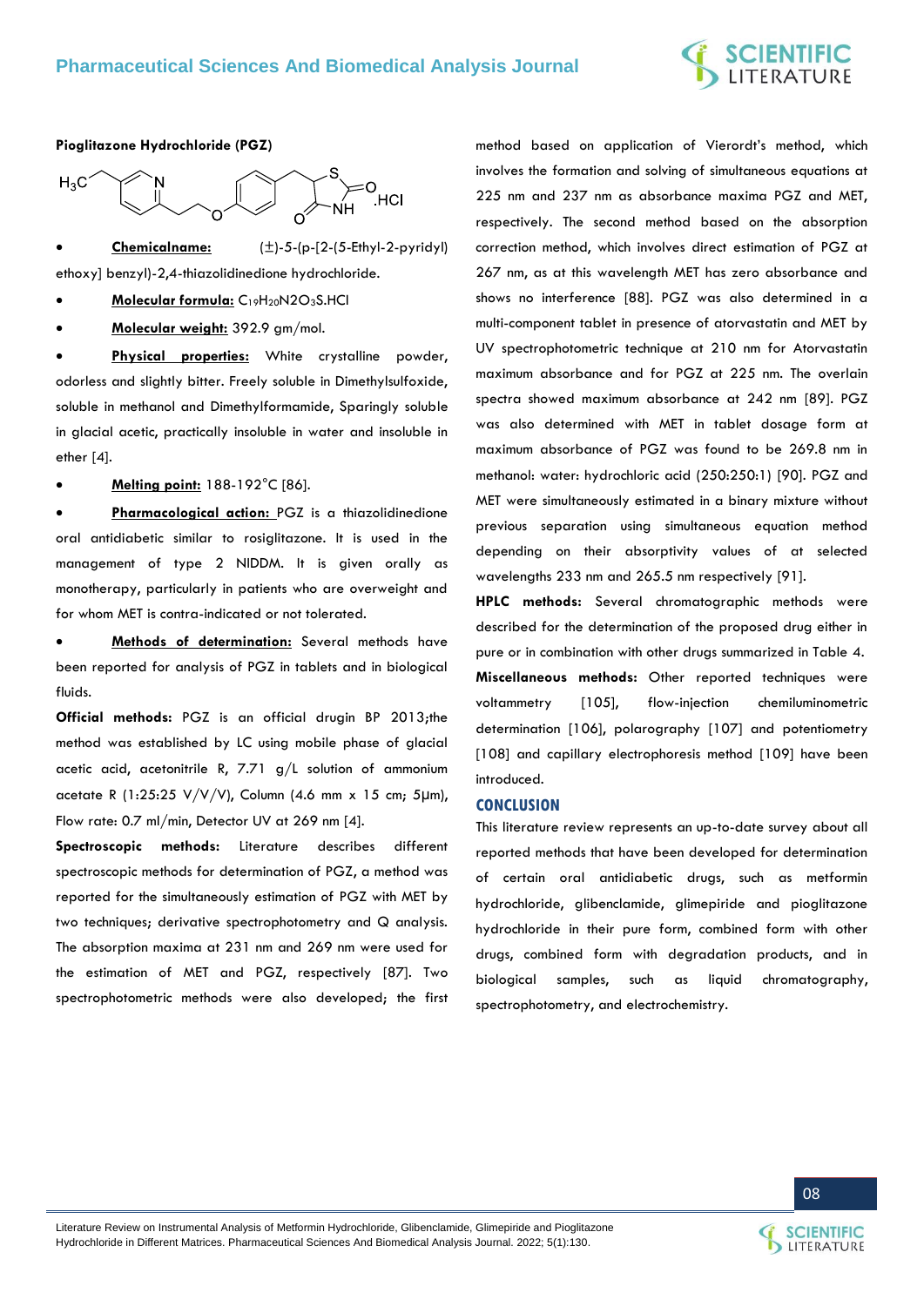**Pioglitazone Hydrochloride (PGZ)**

- **Chemicalname:** (±)-5-(p-[2-(5-Ethyl-2-pyridyl) ethoxy] benzyl)-2,4-thiazolidinedione hydrochloride.
- **Molecular formula:** $C_{19}H_{20}N2O_3S$.HCl
- **Molecular weight:** 392.9 gm/mol.
- **Physical properties:** White crystalline powder, odorless and slightly bitter. Freely soluble in Dimethylsulfoxide, soluble in methanol and Dimethylformamide, Sparingly soluble in glacial acetic, practically insoluble in water and insoluble in ether [4].
- **Melting point:** 188-192°C [86].
- **Pharmacological action:** PGZ is a thiazolidinedione oral antidiabetic similar to rosiglitazone. It is used in the management of type 2 NIDDM. It is given orally as monotherapy, particularly in patients who are overweight and for whom MET is contra-indicated or not tolerated.
- **Methods of determination:** Several methods have been reported for analysis of PGZ in tablets and in biological fluids.

**Official methods:** PGZ is an official drugin BP 2013;the method was established by LC using mobile phase of glacial acetic acid, acetonitrile R, 7.71 g/L solution of ammonium acetate R (1:25:25 V/V/V), Column (4.6 mm x 15 cm; 5μm), Flow rate: 0.7 ml/min, Detector UV at 269 nm [4].

**Spectroscopic methods:** Literature describes different spectroscopic methods for determination of PGZ, a method was reported for the simultaneously estimation of PGZ with MET by two techniques; derivative spectrophotometry and Q analysis. The absorption maxima at 231 nm and 269 nm were used for the estimation of MET and PGZ, respectively [87]. Two spectrophotometric methods were also developed; the first method based on application of Vierordt's method, which involves the formation and solving of simultaneous equations at 225 nm and 237 nm as absorbance maxima PGZ and MET, respectively. The second method based on the absorption correction method, which involves direct estimation of PGZ at 267 nm, as at this wavelength MET has zero absorbance and shows no interference [88]. PGZ was also determined in a multi-component tablet in presence of atorvastatin and MET by UV spectrophotometric technique at 210 nm for Atorvastatin maximum absorbance and for PGZ at 225 nm. The overlain spectra showed maximum absorbance at 242 nm [89]. PGZ was also determined with MET in tablet dosage form at maximum absorbance of PGZ was found to be 269.8 nm in methanol: water: hydrochloric acid (250:250:1) [90]. PGZ and MET were simultaneously estimated in a binary mixture without previous separation using simultaneous equation method depending on their absorptivity values of at selected wavelengths 233 nm and 265.5 nm respectively [91].

**HPLC methods:** Several chromatographic methods were described for the determination of the proposed drug either in pure or in combination with other drugs summarized in Table 4.

**Miscellaneous methods:** Other reported techniques were voltammetry [105], flow-injection chemiluminometric determination [106], polarography [107] and potentiometry [108] and capillary electrophoresis method [109] have been introduced.

## CONCLUSION

This literature review represents an up-to-date survey about all reported methods that have been developed for determination of certain oral antidiabetic drugs, such as metformin hydrochloride, glibenclamide, glimepiride and pioglitazone hydrochloride in their pure form, combined form with other drugs, combined form with degradation products, and in biological samples, such as liquid chromatography, spectrophotometry, and electrochemistry.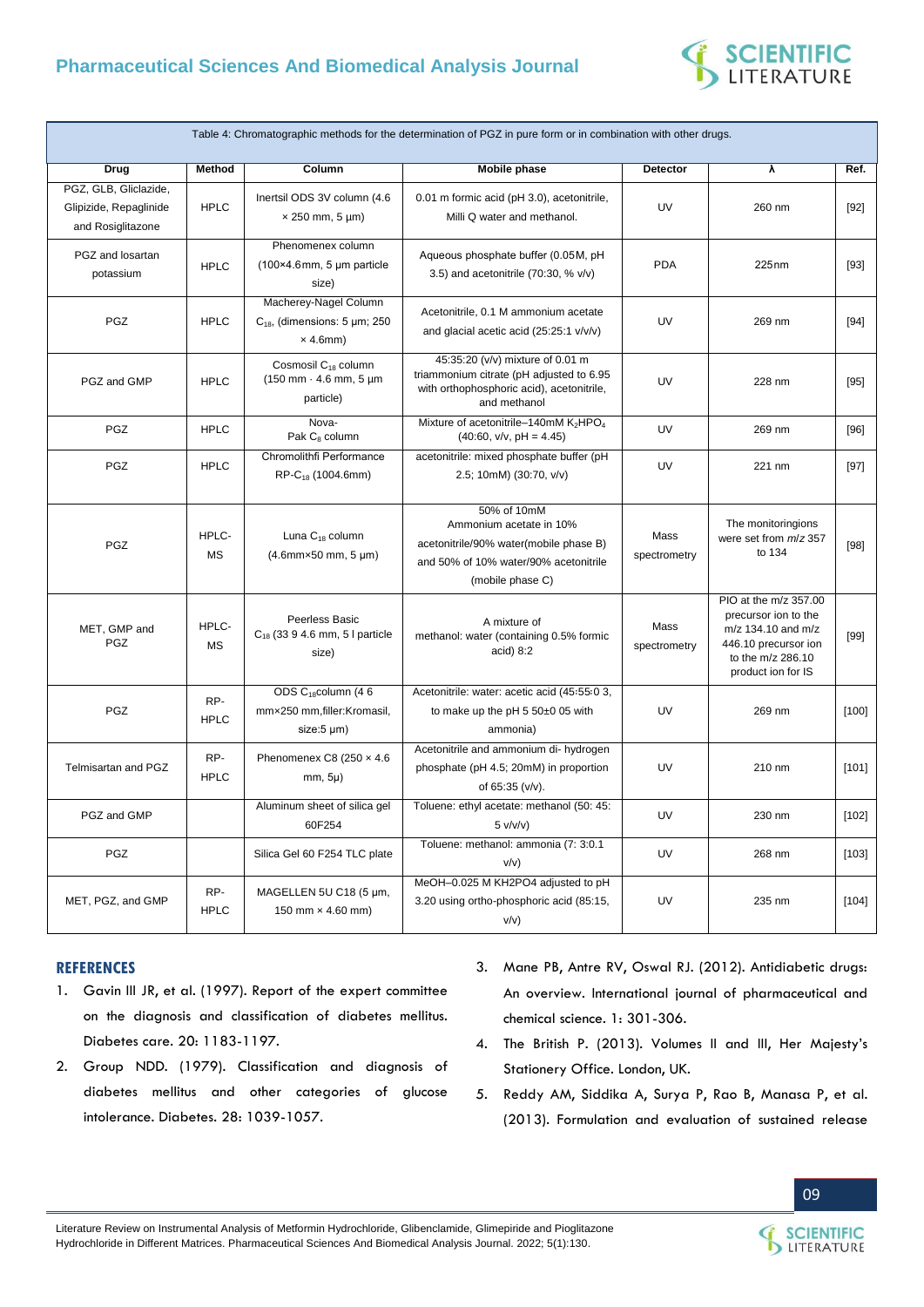Table 4: Chromatographic methods for the determination of PGZ in pure form or in combination with other drugs.

| Drug | Method | Column | Mobile phase | Detector | λ | Ref. |
|---|---|---|---|---|---|---|
| PGZ, GLB, Gliclazide, Glipizide, Repaglinide and Rosiglitazone | HPLC | Inertsil ODS 3V column (4.6 × 250 mm, 5 µm) | 0.01 m formic acid (pH 3.0), acetonitrile, Milli Q water and methanol. | UV | 260 nm | [92] |
| PGZ and losartan potassium | HPLC | Phenomenex column (100×4.6mm, 5 µm particle size) | Aqueous phosphate buffer (0.05M, pH 3.5) and acetonitrile (70:30, % v/v) | PDA | 225nm | [93] |
| PGZ | HPLC | Macherey-Nagel Column $C_{18}$, (dimensions: 5 µm; 250 × 4.6mm) | Acetonitrile, 0.1 M ammonium acetate and glacial acetic acid (25:25:1 v/v/v) | UV | 269 nm | [94] |
| PGZ and GMP | HPLC | Cosmosil $C_{18}$ column (150 mm · 4.6 mm, 5 µm particle) | 45:35:20 (v/v) mixture of 0.01 m triammonium citrate (pH adjusted to 6.95 with orthophosphoric acid), acetonitrile, and methanol | UV | 228 nm | [95] |
| PGZ | HPLC | Nova-Pak $C_8$ column | Mixture of acetonitrile–140mM $K_2HPO_4$ (40:60, v/v, pH = 4.45) | UV | 269 nm | [96] |
| PGZ | HPLC | Chromolithfi Performance RP-$C_{18}$ (1004.6mm) | acetonitrile: mixed phosphate buffer (pH 2.5; 10mM) (30:70, v/v) | UV | 221 nm | [97] |
| PGZ | HPLC-MS | Luna $C_{18}$ column (4.6mm×50 mm, 5 µm) | 50% of 10mM Ammonium acetate in 10% acetonitrile/90% water(mobile phase B) and 50% of 10% water/90% acetonitrile (mobile phase C) | Mass spectrometry | The monitoringions were set from *m/z* 357 to 134 | [98] |
| MET, GMP and PGZ | HPLC-MS | Peerless Basic $C_{18}$ (33 9 4.6 mm, 5 l particle size) | A mixture of methanol: water (containing 0.5% formic acid) 8:2 | Mass spectrometry | PIO at the m/z 357.00 precursor ion to the m/z 134.10 and m/z 446.10 precursor ion to the m/z 286.10 product ion for IS | [99] |
| PGZ | RP-HPLC | ODS $C_{18}$column (4 6 mm×250 mm,filler:Kromasil, size:5 µm) | Acetonitrile: water: acetic acid (45:55:0 3, to make up the pH 5 50±0 05 with ammonia) | UV | 269 nm | [100] |
| Telmisartan and PGZ | RP-HPLC | Phenomenex C8 (250 × 4.6 mm, 5µ) | Acetonitrile and ammonium di- hydrogen phosphate (pH 4.5; 20mM) in proportion of 65:35 (v/v). | UV | 210 nm | [101] |
| PGZ and GMP | | Aluminum sheet of silica gel 60F254 | Toluene: ethyl acetate: methanol (50: 45: 5 v/v/v) | UV | 230 nm | [102] |
| PGZ | | Silica Gel 60 F254 TLC plate | Toluene: methanol: ammonia (7: 3:0.1 v/v) | UV | 268 nm | [103] |
| MET, PGZ, and GMP | RP-HPLC | MAGELLEN 5U C18 (5 µm, 150 mm × 4.60 mm) | MeOH–0.025 M KH2PO4 adjusted to pH 3.20 using ortho-phosphoric acid (85:15, v/v) | UV | 235 nm | [104] |

## REFERENCES

1. Gavin III JR, et al. (1997). Report of the expert committee on the diagnosis and classification of diabetes mellitus. Diabetes care. 20: 1183-1197.
2. Group NDD. (1979). Classification and diagnosis of diabetes mellitus and other categories of glucose intolerance. Diabetes. 28: 1039-1057.
3. Mane PB, Antre RV, Oswal RJ. (2012). Antidiabetic drugs: An overview. International journal of pharmaceutical and chemical science. 1: 301-306.
4. The British P. (2013). Volumes II and III, Her Majesty's Stationery Office. London, UK.
5. Reddy AM, Siddika A, Surya P, Rao B, Manasa P, et al. (2013). Formulation and evaluation of sustained release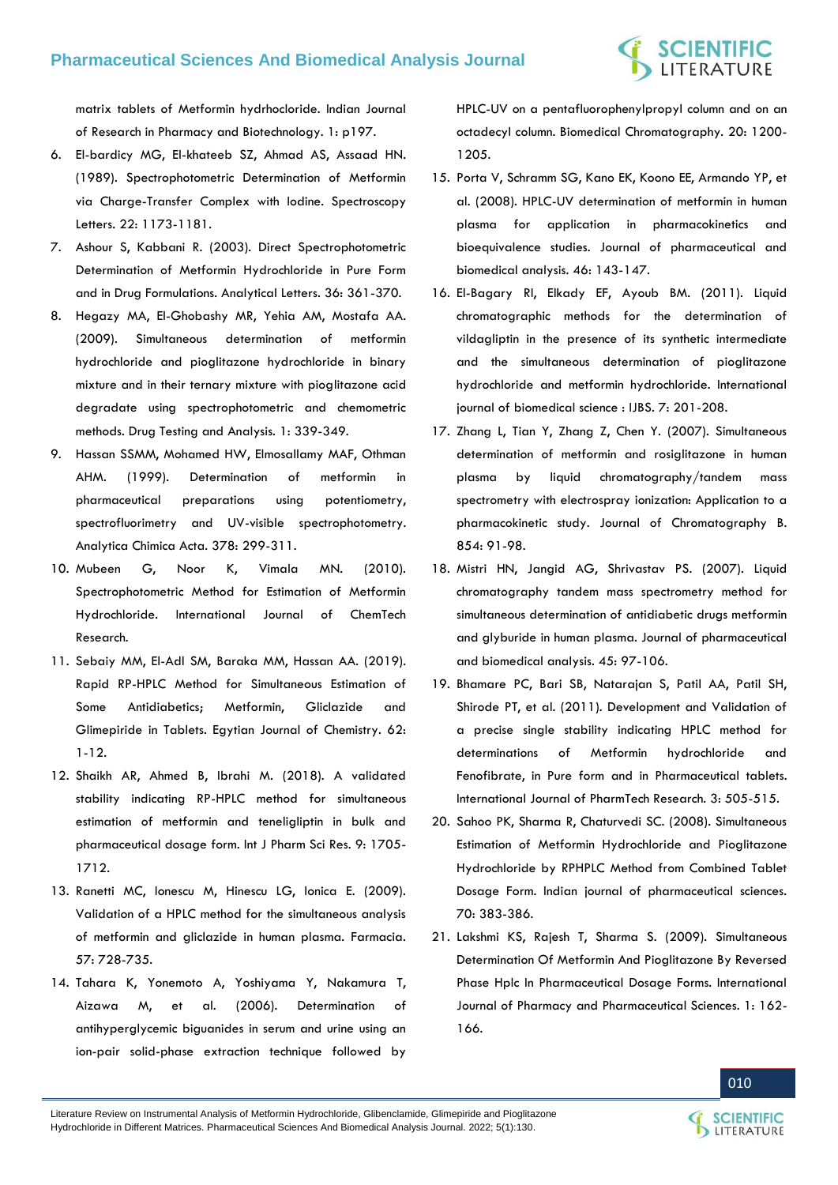matrix tablets of Metformin hydrhocloride. Indian Journal of Research in Pharmacy and Biotechnology. 1: p197.

6. El-bardicy MG, El-khateeb SZ, Ahmad AS, Assaad HN. (1989). Spectrophotometric Determination of Metformin via Charge-Transfer Complex with Iodine. Spectroscopy Letters. 22: 1173-1181.
7. Ashour S, Kabbani R. (2003). Direct Spectrophotometric Determination of Metformin Hydrochloride in Pure Form and in Drug Formulations. Analytical Letters. 36: 361-370.
8. Hegazy MA, El-Ghobashy MR, Yehia AM, Mostafa AA. (2009). Simultaneous determination of metformin hydrochloride and pioglitazone hydrochloride in binary mixture and in their ternary mixture with pioglitazone acid degradate using spectrophotometric and chemometric methods. Drug Testing and Analysis. 1: 339-349.
9. Hassan SSMM, Mohamed HW, Elmosallamy MAF, Othman AHM. (1999). Determination of metformin in pharmaceutical preparations using potentiometry, spectrofluorimetry and UV-visible spectrophotometry. Analytica Chimica Acta. 378: 299-311.
10. Mubeen G, Noor K, Vimala MN. (2010). Spectrophotometric Method for Estimation of Metformin Hydrochloride. International Journal of ChemTech Research.
11. Sebaiy MM, El-Adl SM, Baraka MM, Hassan AA. (2019). Rapid RP-HPLC Method for Simultaneous Estimation of Some Antidiabetics; Metformin, Gliclazide and Glimepiride in Tablets. Egytian Journal of Chemistry. 62: 1-12.
12. Shaikh AR, Ahmed B, Ibrahi M. (2018). A validated stability indicating RP-HPLC method for simultaneous estimation of metformin and teneligliptin in bulk and pharmaceutical dosage form. Int J Pharm Sci Res. 9: 1705-1712.
13. Ranetti MC, Ionescu M, Hinescu LG, Ionica E. (2009). Validation of a HPLC method for the simultaneous analysis of metformin and gliclazide in human plasma. Farmacia. 57: 728-735.
14. Tahara K, Yonemoto A, Yoshiyama Y, Nakamura T, Aizawa M, et al. (2006). Determination of antihyperglycemic biguanides in serum and urine using an ion-pair solid-phase extraction technique followed by HPLC-UV on a pentafluorophenylpropyl column and on an octadecyl column. Biomedical Chromatography. 20: 1200-1205.
15. Porta V, Schramm SG, Kano EK, Koono EE, Armando YP, et al. (2008). HPLC-UV determination of metformin in human plasma for application in pharmacokinetics and bioequivalence studies. Journal of pharmaceutical and biomedical analysis. 46: 143-147.
16. El-Bagary RI, Elkady EF, Ayoub BM. (2011). Liquid chromatographic methods for the determination of vildagliptin in the presence of its synthetic intermediate and the simultaneous determination of pioglitazone hydrochloride and metformin hydrochloride. International journal of biomedical science : IJBS. 7: 201-208.
17. Zhang L, Tian Y, Zhang Z, Chen Y. (2007). Simultaneous determination of metformin and rosiglitazone in human plasma by liquid chromatography/tandem mass spectrometry with electrospray ionization: Application to a pharmacokinetic study. Journal of Chromatography B. 854: 91-98.
18. Mistri HN, Jangid AG, Shrivastav PS. (2007). Liquid chromatography tandem mass spectrometry method for simultaneous determination of antidiabetic drugs metformin and glyburide in human plasma. Journal of pharmaceutical and biomedical analysis. 45: 97-106.
19. Bhamare PC, Bari SB, Natarajan S, Patil AA, Patil SH, Shirode PT, et al. (2011). Development and Validation of a precise single stability indicating HPLC method for determinations of Metformin hydrochloride and Fenofibrate, in Pure form and in Pharmaceutical tablets. International Journal of PharmTech Research. 3: 505-515.
20. Sahoo PK, Sharma R, Chaturvedi SC. (2008). Simultaneous Estimation of Metformin Hydrochloride and Pioglitazone Hydrochloride by RPHPLC Method from Combined Tablet Dosage Form. Indian journal of pharmaceutical sciences. 70: 383-386.
21. Lakshmi KS, Rajesh T, Sharma S. (2009). Simultaneous Determination Of Metformin And Pioglitazone By Reversed Phase Hplc In Pharmaceutical Dosage Forms. International Journal of Pharmacy and Pharmaceutical Sciences. 1: 162-166.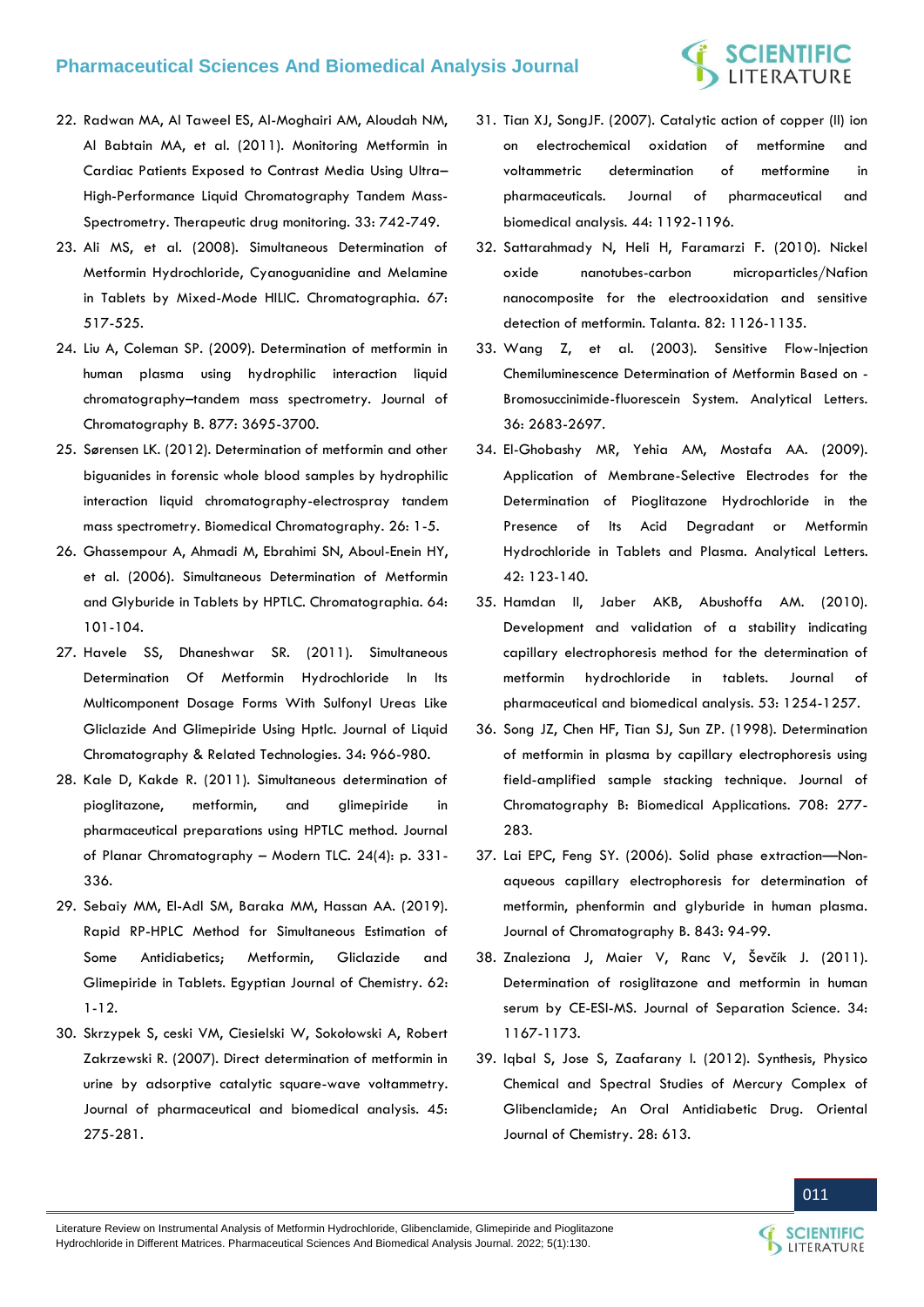22. Radwan MA, Al Taweel ES, Al-Moghairi AM, Aloudah NM, Al Babtain MA, et al. (2011). Monitoring Metformin in Cardiac Patients Exposed to Contrast Media Using Ultra–High-Performance Liquid Chromatography Tandem Mass-Spectrometry. Therapeutic drug monitoring. 33: 742-749.
23. Ali MS, et al. (2008). Simultaneous Determination of Metformin Hydrochloride, Cyanoguanidine and Melamine in Tablets by Mixed-Mode HILIC. Chromatographia. 67: 517-525.
24. Liu A, Coleman SP. (2009). Determination of metformin in human plasma using hydrophilic interaction liquid chromatography–tandem mass spectrometry. Journal of Chromatography B. 877: 3695-3700.
25. Sørensen LK. (2012). Determination of metformin and other biguanides in forensic whole blood samples by hydrophilic interaction liquid chromatography-electrospray tandem mass spectrometry. Biomedical Chromatography. 26: 1-5.
26. Ghassempour A, Ahmadi M, Ebrahimi SN, Aboul-Enein HY, et al. (2006). Simultaneous Determination of Metformin and Glyburide in Tablets by HPTLC. Chromatographia. 64: 101-104.
27. Havele SS, Dhaneshwar SR. (2011). Simultaneous Determination Of Metformin Hydrochloride In Its Multicomponent Dosage Forms With Sulfonyl Ureas Like Gliclazide And Glimepiride Using Hptlc. Journal of Liquid Chromatography & Related Technologies. 34: 966-980.
28. Kale D, Kakde R. (2011). Simultaneous determination of pioglitazone, metformin, and glimepiride in pharmaceutical preparations using HPTLC method. Journal of Planar Chromatography – Modern TLC. 24(4): p. 331-336.
29. Sebaiy MM, El-Adl SM, Baraka MM, Hassan AA. (2019). Rapid RP-HPLC Method for Simultaneous Estimation of Some Antidiabetics; Metformin, Gliclazide and Glimepiride in Tablets. Egyptian Journal of Chemistry. 62: 1-12.
30. Skrzypek S, ceski VM, Ciesielski W, Sokołowski A, Robert Zakrzewski R. (2007). Direct determination of metformin in urine by adsorptive catalytic square-wave voltammetry. Journal of pharmaceutical and biomedical analysis. 45: 275-281.
31. Tian XJ, SongJF. (2007). Catalytic action of copper (II) ion on electrochemical oxidation of metformine and voltammetric determination of metformine in pharmaceuticals. Journal of pharmaceutical and biomedical analysis. 44: 1192-1196.
32. Sattarahmady N, Heli H, Faramarzi F. (2010). Nickel oxide nanotubes-carbon microparticles/Nafion nanocomposite for the electrooxidation and sensitive detection of metformin. Talanta. 82: 1126-1135.
33. Wang Z, et al. (2003). Sensitive Flow-Injection Chemiluminescence Determination of Metformin Based on -Bromosuccinimide-fluorescein System. Analytical Letters. 36: 2683-2697.
34. El-Ghobashy MR, Yehia AM, Mostafa AA. (2009). Application of Membrane-Selective Electrodes for the Determination of Pioglitazone Hydrochloride in the Presence of Its Acid Degradant or Metformin Hydrochloride in Tablets and Plasma. Analytical Letters. 42: 123-140.
35. Hamdan II, Jaber AKB, Abushoffa AM. (2010). Development and validation of a stability indicating capillary electrophoresis method for the determination of metformin hydrochloride in tablets. Journal of pharmaceutical and biomedical analysis. 53: 1254-1257.
36. Song JZ, Chen HF, Tian SJ, Sun ZP. (1998). Determination of metformin in plasma by capillary electrophoresis using field-amplified sample stacking technique. Journal of Chromatography B: Biomedical Applications. 708: 277-283.
37. Lai EPC, Feng SY. (2006). Solid phase extraction—Non-aqueous capillary electrophoresis for determination of metformin, phenformin and glyburide in human plasma. Journal of Chromatography B. 843: 94-99.
38. Znaleziona J, Maier V, Ranc V, Ševčík J. (2011). Determination of rosiglitazone and metformin in human serum by CE-ESI-MS. Journal of Separation Science. 34: 1167-1173.
39. Iqbal S, Jose S, Zaafarany I. (2012). Synthesis, Physico Chemical and Spectral Studies of Mercury Complex of Glibenclamide; An Oral Antidiabetic Drug. Oriental Journal of Chemistry. 28: 613.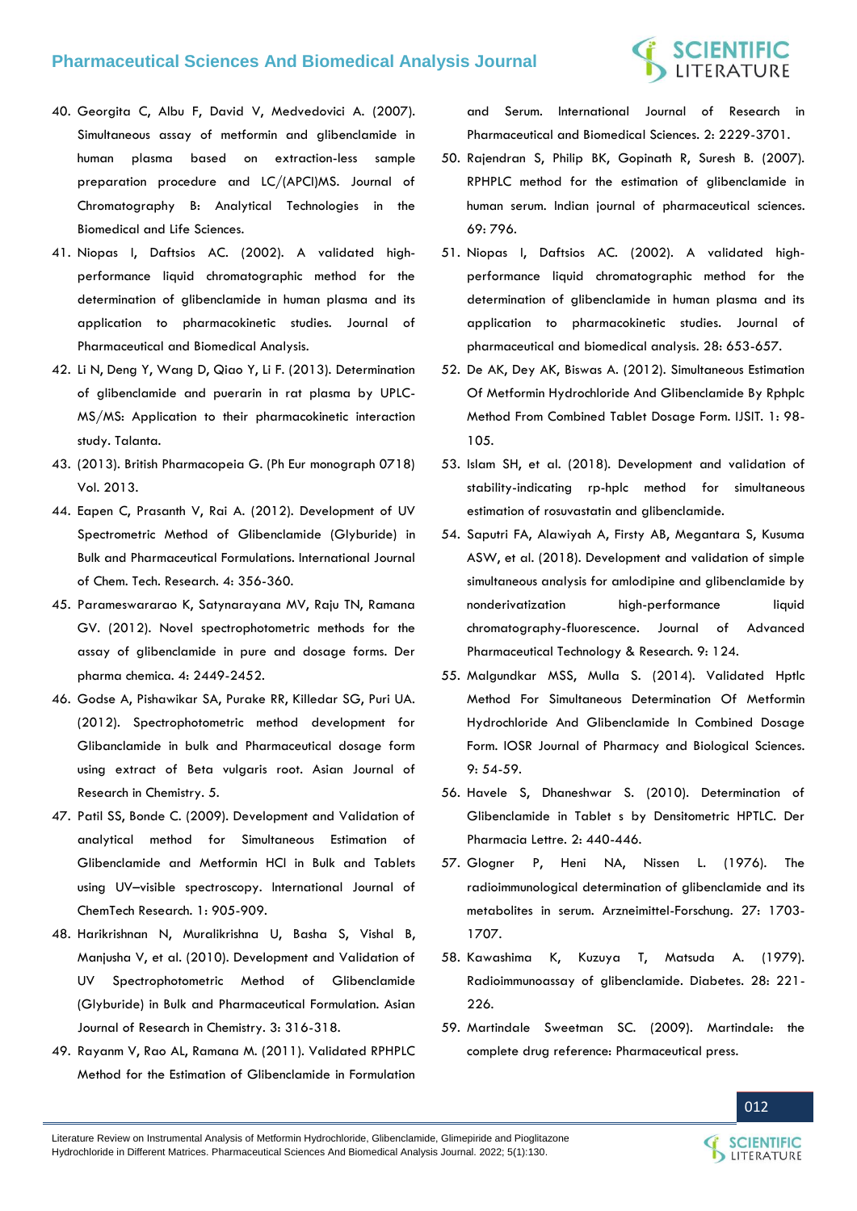40. Georgita C, Albu F, David V, Medvedovici A. (2007). Simultaneous assay of metformin and glibenclamide in human plasma based on extraction-less sample preparation procedure and LC/(APCI)MS. Journal of Chromatography B: Analytical Technologies in the Biomedical and Life Sciences.
41. Niopas I, Daftsios AC. (2002). A validated high-performance liquid chromatographic method for the determination of glibenclamide in human plasma and its application to pharmacokinetic studies. Journal of Pharmaceutical and Biomedical Analysis.
42. Li N, Deng Y, Wang D, Qiao Y, Li F. (2013). Determination of glibenclamide and puerarin in rat plasma by UPLC-MS/MS: Application to their pharmacokinetic interaction study. Talanta.
43. (2013). British Pharmacopeia G. (Ph Eur monograph 0718) Vol. 2013.
44. Eapen C, Prasanth V, Rai A. (2012). Development of UV Spectrometric Method of Glibenclamide (Glyburide) in Bulk and Pharmaceutical Formulations. International Journal of Chem. Tech. Research. 4: 356-360.
45. Parameswararao K, Satynarayana MV, Raju TN, Ramana GV. (2012). Novel spectrophotometric methods for the assay of glibenclamide in pure and dosage forms. Der pharma chemica. 4: 2449-2452.
46. Godse A, Pishawikar SA, Purake RR, Killedar SG, Puri UA. (2012). Spectrophotometric method development for Glibanclamide in bulk and Pharmaceutical dosage form using extract of Beta vulgaris root. Asian Journal of Research in Chemistry. 5.
47. Patil SS, Bonde C. (2009). Development and Validation of analytical method for Simultaneous Estimation of Glibenclamide and Metformin HCl in Bulk and Tablets using UV–visible spectroscopy. International Journal of ChemTech Research. 1: 905-909.
48. Harikrishnan N, Muralikrishna U, Basha S, Vishal B, Manjusha V, et al. (2010). Development and Validation of UV Spectrophotometric Method of Glibenclamide (Glyburide) in Bulk and Pharmaceutical Formulation. Asian Journal of Research in Chemistry. 3: 316-318.
49. Rayanm V, Rao AL, Ramana M. (2011). Validated RPHPLC Method for the Estimation of Glibenclamide in Formulation and Serum. International Journal of Research in Pharmaceutical and Biomedical Sciences. 2: 2229-3701.
50. Rajendran S, Philip BK, Gopinath R, Suresh B. (2007). RPHPLC method for the estimation of glibenclamide in human serum. Indian journal of pharmaceutical sciences. 69: 796.
51. Niopas I, Daftsios AC. (2002). A validated high-performance liquid chromatographic method for the determination of glibenclamide in human plasma and its application to pharmacokinetic studies. Journal of pharmaceutical and biomedical analysis. 28: 653-657.
52. De AK, Dey AK, Biswas A. (2012). Simultaneous Estimation Of Metformin Hydrochloride And Glibenclamide By Rphplc Method From Combined Tablet Dosage Form. IJSIT. 1: 98-105.
53. Islam SH, et al. (2018). Development and validation of stability-indicating rp-hplc method for simultaneous estimation of rosuvastatin and glibenclamide.
54. Saputri FA, Alawiyah A, Firsty AB, Megantara S, Kusuma ASW, et al. (2018). Development and validation of simple simultaneous analysis for amlodipine and glibenclamide by nonderivatization high-performance liquid chromatography-fluorescence. Journal of Advanced Pharmaceutical Technology & Research. 9: 124.
55. Malgundkar MSS, Mulla S. (2014). Validated Hptlc Method For Simultaneous Determination Of Metformin Hydrochloride And Glibenclamide In Combined Dosage Form. IOSR Journal of Pharmacy and Biological Sciences. 9: 54-59.
56. Havele S, Dhaneshwar S. (2010). Determination of Glibenclamide in Tablet s by Densitometric HPTLC. Der Pharmacia Lettre. 2: 440-446.
57. Glogner P, Heni NA, Nissen L. (1976). The radioimmunological determination of glibenclamide and its metabolites in serum. Arzneimittel-Forschung. 27: 1703-1707.
58. Kawashima K, Kuzuya T, Matsuda A. (1979). Radioimmunoassay of glibenclamide. Diabetes. 28: 221-226.
59. Martindale Sweetman SC. (2009). Martindale: the complete drug reference: Pharmaceutical press.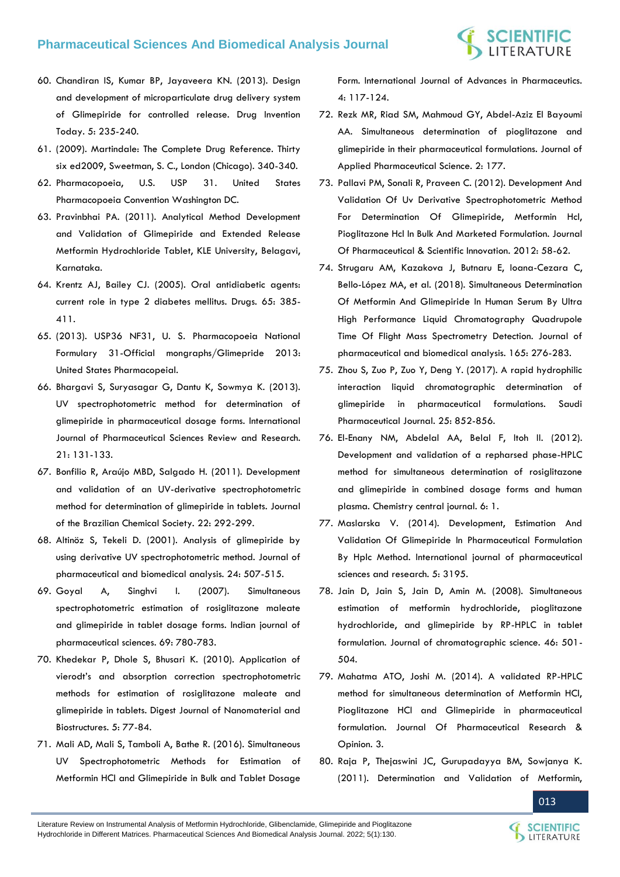60. Chandiran IS, Kumar BP, Jayaveera KN. (2013). Design and development of microparticulate drug delivery system of Glimepiride for controlled release. Drug Invention Today. 5: 235-240.
61. (2009). Martindale: The Complete Drug Reference. Thirty six ed2009, Sweetman, S. C., London (Chicago). 340-340.
62. Pharmacopoeia, U.S. USP 31. United States Pharmacopoeia Convention Washington DC.
63. Pravinbhai PA. (2011). Analytical Method Development and Validation of Glimepiride and Extended Release Metformin Hydrochloride Tablet, KLE University, Belagavi, Karnataka.
64. Krentz AJ, Bailey CJ. (2005). Oral antidiabetic agents: current role in type 2 diabetes mellitus. Drugs. 65: 385-411.
65. (2013). USP36 NF31, U. S. Pharmacopoeia National Formulary 31-Official mongraphs/Glimepride 2013: United States Pharmacopeial.
66. Bhargavi S, Suryasagar G, Dantu K, Sowmya K. (2013). UV spectrophotometric method for determination of glimepiride in pharmaceutical dosage forms. International Journal of Pharmaceutical Sciences Review and Research. 21: 131-133.
67. Bonfilio R, Araújo MBD, Salgado H. (2011). Development and validation of an UV-derivative spectrophotometric method for determination of glimepiride in tablets. Journal of the Brazilian Chemical Society. 22: 292-299.
68. Altinöz S, Tekeli D. (2001). Analysis of glimepiride by using derivative UV spectrophotometric method. Journal of pharmaceutical and biomedical analysis. 24: 507-515.
69. Goyal A, Singhvi I. (2007). Simultaneous spectrophotometric estimation of rosiglitazone maleate and glimepiride in tablet dosage forms. Indian journal of pharmaceutical sciences. 69: 780-783.
70. Khedekar P, Dhole S, Bhusari K. (2010). Application of vierodt's and absorption correction spectrophotometric methods for estimation of rosiglitazone maleate and glimepiride in tablets. Digest Journal of Nanomaterial and Biostructures. 5: 77-84.
71. Mali AD, Mali S, Tamboli A, Bathe R. (2016). Simultaneous UV Spectrophotometric Methods for Estimation of Metformin HCl and Glimepiride in Bulk and Tablet Dosage Form. International Journal of Advances in Pharmaceutics. 4: 117-124.
72. Rezk MR, Riad SM, Mahmoud GY, Abdel-Aziz El Bayoumi AA. Simultaneous determination of pioglitazone and glimepiride in their pharmaceutical formulations. Journal of Applied Pharmaceutical Science. 2: 177.
73. Pallavi PM, Sonali R, Praveen C. (2012). Development And Validation Of Uv Derivative Spectrophotometric Method For Determination Of Glimepiride, Metformin Hcl, Pioglitazone Hcl In Bulk And Marketed Formulation. Journal Of Pharmaceutical & Scientific Innovation. 2012: 58-62.
74. Strugaru AM, Kazakova J, Butnaru E, Ioana-Cezara C, Bello-López MA, et al. (2018). Simultaneous Determination Of Metformin And Glimepiride In Human Serum By Ultra High Performance Liquid Chromatography Quadrupole Time Of Flight Mass Spectrometry Detection. Journal of pharmaceutical and biomedical analysis. 165: 276-283.
75. Zhou S, Zuo P, Zuo Y, Deng Y. (2017). A rapid hydrophilic interaction liquid chromatographic determination of glimepiride in pharmaceutical formulations. Saudi Pharmaceutical Journal. 25: 852-856.
76. El-Enany NM, Abdelal AA, Belal F, Itoh II. (2012). Development and validation of a repharsed phase-HPLC method for simultaneous determination of rosiglitazone and glimepiride in combined dosage forms and human plasma. Chemistry central journal. 6: 1.
77. Maslarska V. (2014). Development, Estimation And Validation Of Glimepiride In Pharmaceutical Formulation By Hplc Method. International journal of pharmaceutical sciences and research. 5: 3195.
78. Jain D, Jain S, Jain D, Amin M. (2008). Simultaneous estimation of metformin hydrochloride, pioglitazone hydrochloride, and glimepiride by RP-HPLC in tablet formulation. Journal of chromatographic science. 46: 501-504.
79. Mahatma ATO, Joshi M. (2014). A validated RP-HPLC method for simultaneous determination of Metformin HCl, Pioglitazone HCl and Glimepiride in pharmaceutical formulation. Journal Of Pharmaceutical Research & Opinion. 3.
80. Raja P, Thejaswini JC, Gurupadayya BM, Sowjanya K. (2011). Determination and Validation of Metformin,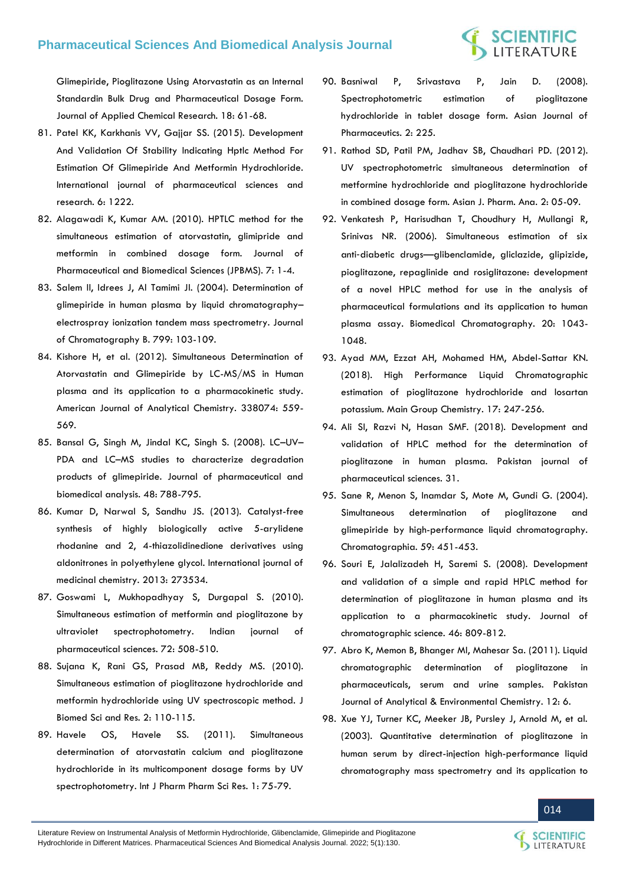Glimepiride, Pioglitazone Using Atorvastatin as an Internal Standardin Bulk Drug and Pharmaceutical Dosage Form. Journal of Applied Chemical Research. 18: 61-68.

81. Patel KK, Karkhanis VV, Gajjar SS. (2015). Development And Validation Of Stability Indicating Hptlc Method For Estimation Of Glimepiride And Metformin Hydrochloride. International journal of pharmaceutical sciences and research. 6: 1222.
82. Alagawadi K, Kumar AM. (2010). HPTLC method for the simultaneous estimation of atorvastatin, glimipride and metformin in combined dosage form. Journal of Pharmaceutical and Biomedical Sciences (JPBMS). 7: 1-4.
83. Salem II, Idrees J, Al Tamimi JI. (2004). Determination of glimepiride in human plasma by liquid chromatography–electrospray ionization tandem mass spectrometry. Journal of Chromatography B. 799: 103-109.
84. Kishore H, et al. (2012). Simultaneous Determination of Atorvastatin and Glimepiride by LC-MS/MS in Human plasma and its application to a pharmacokinetic study. American Journal of Analytical Chemistry. 338074: 559-569.
85. Bansal G, Singh M, Jindal KC, Singh S. (2008). LC–UV–PDA and LC–MS studies to characterize degradation products of glimepiride. Journal of pharmaceutical and biomedical analysis. 48: 788-795.
86. Kumar D, Narwal S, Sandhu JS. (2013). Catalyst-free synthesis of highly biologically active 5-arylidene rhodanine and 2, 4-thiazolidinedione derivatives using aldonitrones in polyethylene glycol. International journal of medicinal chemistry. 2013: 273534.
87. Goswami L, Mukhopadhyay S, Durgapal S. (2010). Simultaneous estimation of metformin and pioglitazone by ultraviolet spectrophotometry. Indian journal of pharmaceutical sciences. 72: 508-510.
88. Sujana K, Rani GS, Prasad MB, Reddy MS. (2010). Simultaneous estimation of pioglitazone hydrochloride and metformin hydrochloride using UV spectroscopic method. J Biomed Sci and Res. 2: 110-115.
89. Havele OS, Havele SS. (2011). Simultaneous determination of atorvastatin calcium and pioglitazone hydrochloride in its multicomponent dosage forms by UV spectrophotometry. Int J Pharm Pharm Sci Res. 1: 75-79.
90. Basniwal P, Srivastava P, Jain D. (2008). Spectrophotometric estimation of pioglitazone hydrochloride in tablet dosage form. Asian Journal of Pharmaceutics. 2: 225.
91. Rathod SD, Patil PM, Jadhav SB, Chaudhari PD. (2012). UV spectrophotometric simultaneous determination of metformine hydrochloride and pioglitazone hydrochloride in combined dosage form. Asian J. Pharm. Ana. 2: 05-09.
92. Venkatesh P, Harisudhan T, Choudhury H, Mullangi R, Srinivas NR. (2006). Simultaneous estimation of six anti-diabetic drugs—glibenclamide, gliclazide, glipizide, pioglitazone, repaglinide and rosiglitazone: development of a novel HPLC method for use in the analysis of pharmaceutical formulations and its application to human plasma assay. Biomedical Chromatography. 20: 1043-1048.
93. Ayad MM, Ezzat AH, Mohamed HM, Abdel-Sattar KN. (2018). High Performance Liquid Chromatographic estimation of pioglitazone hydrochloride and losartan potassium. Main Group Chemistry. 17: 247-256.
94. Ali SI, Razvi N, Hasan SMF. (2018). Development and validation of HPLC method for the determination of pioglitazone in human plasma. Pakistan journal of pharmaceutical sciences. 31.
95. Sane R, Menon S, Inamdar S, Mote M, Gundi G. (2004). Simultaneous determination of pioglitazone and glimepiride by high-performance liquid chromatography. Chromatographia. 59: 451-453.
96. Souri E, Jalalizadeh H, Saremi S. (2008). Development and validation of a simple and rapid HPLC method for determination of pioglitazone in human plasma and its application to a pharmacokinetic study. Journal of chromatographic science. 46: 809-812.
97. Abro K, Memon B, Bhanger MI, Mahesar Sa. (2011). Liquid chromatographic determination of pioglitazone in pharmaceuticals, serum and urine samples. Pakistan Journal of Analytical & Environmental Chemistry. 12: 6.
98. Xue YJ, Turner KC, Meeker JB, Pursley J, Arnold M, et al. (2003). Quantitative determination of pioglitazone in human serum by direct-injection high-performance liquid chromatography mass spectrometry and its application to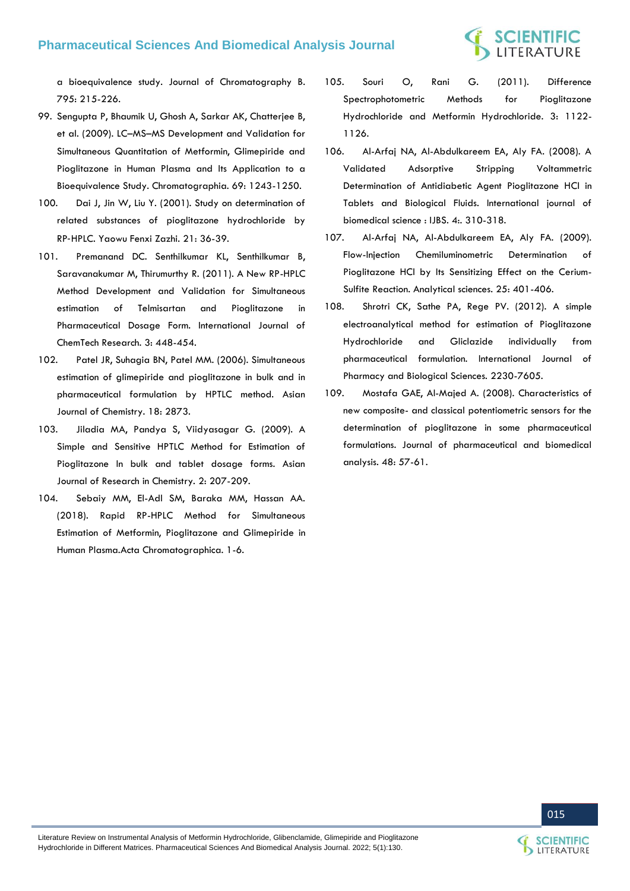a bioequivalence study. Journal of Chromatography B. 795: 215-226.

99. Sengupta P, Bhaumik U, Ghosh A, Sarkar AK, Chatterjee B, et al. (2009). LC–MS–MS Development and Validation for Simultaneous Quantitation of Metformin, Glimepiride and Pioglitazone in Human Plasma and Its Application to a Bioequivalence Study. Chromatographia. 69: 1243-1250.
100. Dai J, Jin W, Liu Y. (2001). Study on determination of related substances of pioglitazone hydrochloride by RP-HPLC. Yaowu Fenxi Zazhi. 21: 36-39.
101. Premanand DC. Senthilkumar KL, Senthilkumar B, Saravanakumar M, Thirumurthy R. (2011). A New RP-HPLC Method Development and Validation for Simultaneous estimation of Telmisartan and Pioglitazone in Pharmaceutical Dosage Form. International Journal of ChemTech Research. 3: 448-454.
102. Patel JR, Suhagia BN, Patel MM. (2006). Simultaneous estimation of glimepiride and pioglitazone in bulk and in pharmaceutical formulation by HPTLC method. Asian Journal of Chemistry. 18: 2873.
103. Jiladia MA, Pandya S, Viidyasagar G. (2009). A Simple and Sensitive HPTLC Method for Estimation of Pioglitazone In bulk and tablet dosage forms. Asian Journal of Research in Chemistry. 2: 207-209.
104. Sebaiy MM, El-Adl SM, Baraka MM, Hassan AA. (2018). Rapid RP-HPLC Method for Simultaneous Estimation of Metformin, Pioglitazone and Glimepiride in Human Plasma.Acta Chromatographica. 1-6.
105. Souri O, Rani G. (2011). Difference Spectrophotometric Methods for Pioglitazone Hydrochloride and Metformin Hydrochloride. 3: 1122-1126.
106. Al-Arfaj NA, Al-Abdulkareem EA, Aly FA. (2008). A Validated Adsorptive Stripping Voltammetric Determination of Antidiabetic Agent Pioglitazone HCl in Tablets and Biological Fluids. International journal of biomedical science : IJBS. 4:. 310-318.
107. Al-Arfaj NA, Al-Abdulkareem EA, Aly FA. (2009). Flow-Injection Chemiluminometric Determination of Pioglitazone HCl by Its Sensitizing Effect on the Cerium-Sulfite Reaction. Analytical sciences. 25: 401-406.
108. Shrotri CK, Sathe PA, Rege PV. (2012). A simple electroanalytical method for estimation of Pioglitazone Hydrochloride and Gliclazide individually from pharmaceutical formulation. International Journal of Pharmacy and Biological Sciences. 2230-7605.
109. Mostafa GAE, Al-Majed A. (2008). Characteristics of new composite- and classical potentiometric sensors for the determination of pioglitazone in some pharmaceutical formulations. Journal of pharmaceutical and biomedical analysis. 48: 57-61.